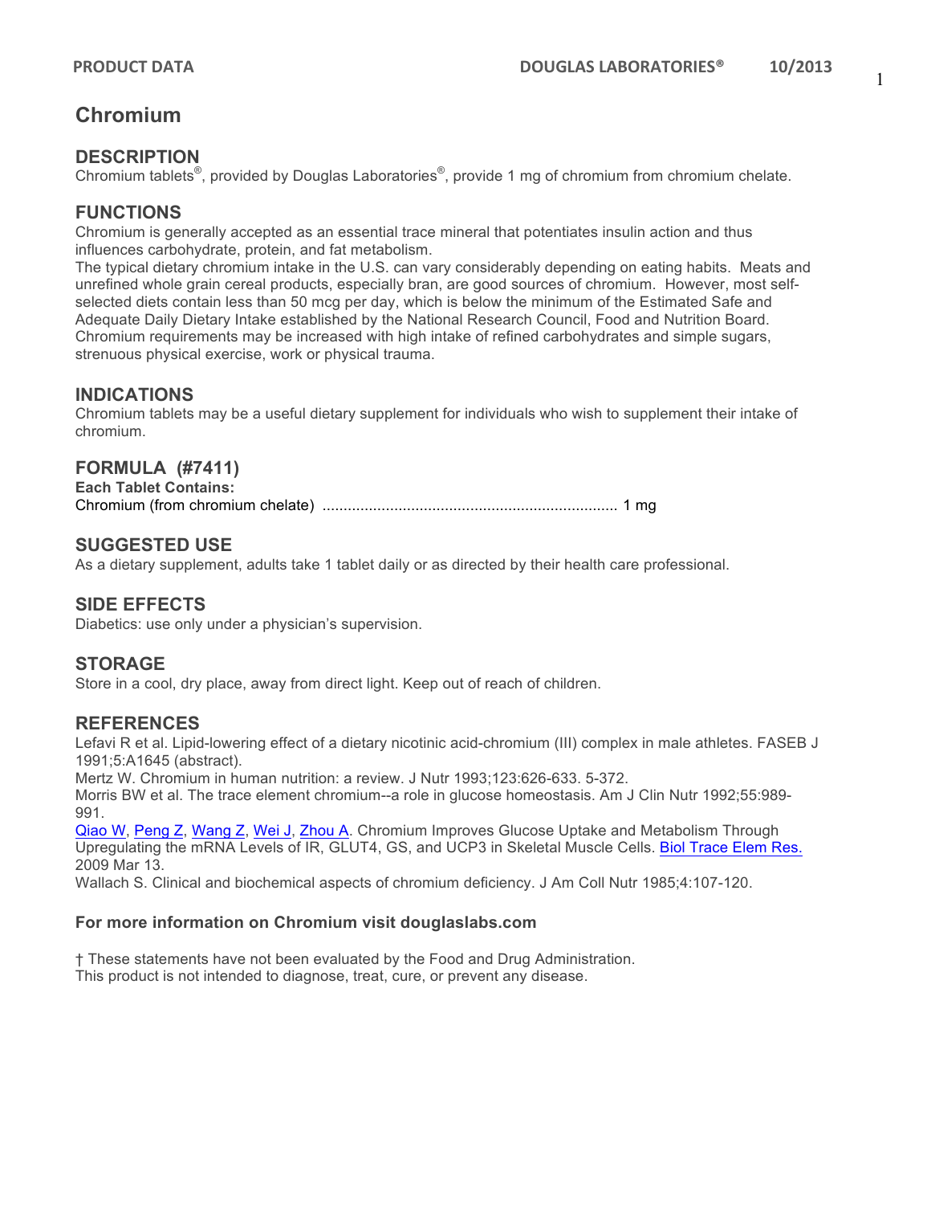# Chromium

## DESCRIPTION

Chromium tablets®, provided by Douglas Laboratories®, provide 1 mg of chromium from chromium chelate.

## FUNCTIONS

Chromium is generally accepted as an essential trace mineral that potentiates insulin action and thus influences carbohydrate, protein, and fat metabolism.

The typical dietary chromium intake in the U.S. can vary considerably depending on eating habits. Meats and unrefined whole grain cereal products, especially bran, are good sources of chromium. However, most self-selected diets contain less than 50 mcg per day, which is below the minimum of the Estimated Safe and Adequate Daily Dietary Intake established by the National Research Council, Food and Nutrition Board. Chromium requirements may be increased with high intake of refined carbohydrates and simple sugars, strenuous physical exercise, work or physical trauma.

## INDICATIONS

Chromium tablets may be a useful dietary supplement for individuals who wish to supplement their intake of chromium.

## FORMULA (#7411)

**Each Tablet Contains:**

Chromium (from chromium chelate) ..................................................................... 1 mg

## SUGGESTED USE

As a dietary supplement, adults take 1 tablet daily or as directed by their health care professional.

## SIDE EFFECTS

Diabetics: use only under a physician's supervision.

## STORAGE

Store in a cool, dry place, away from direct light. Keep out of reach of children.

## REFERENCES

Lefavi R et al. Lipid-lowering effect of a dietary nicotinic acid-chromium (III) complex in male athletes. FASEB J 1991;5:A1645 (abstract).

Mertz W. Chromium in human nutrition: a review. J Nutr 1993;123:626-633. 5-372.

Morris BW et al. The trace element chromium--a role in glucose homeostasis. Am J Clin Nutr 1992;55:989-991.

Qiao W, Peng Z, Wang Z, Wei J, Zhou A. Chromium Improves Glucose Uptake and Metabolism Through Upregulating the mRNA Levels of IR, GLUT4, GS, and UCP3 in Skeletal Muscle Cells. Biol Trace Elem Res. 2009 Mar 13.

Wallach S. Clinical and biochemical aspects of chromium deficiency. J Am Coll Nutr 1985;4:107-120.

**For more information on Chromium visit douglaslabs.com**

† These statements have not been evaluated by the Food and Drug Administration.
This product is not intended to diagnose, treat, cure, or prevent any disease.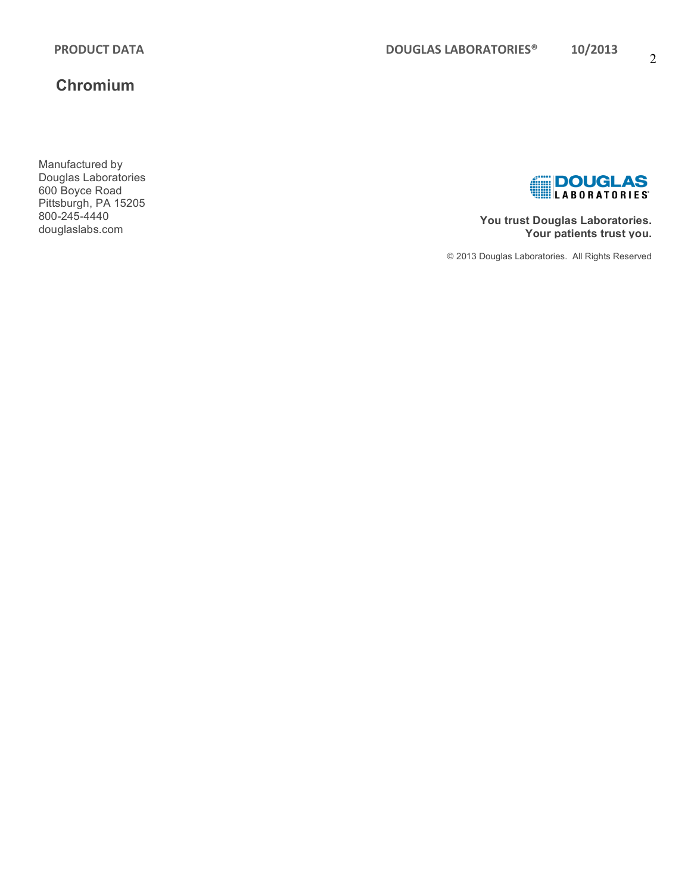## Chromium

Manufactured by
Douglas Laboratories
600 Boyce Road
Pittsburgh, PA 15205
800-245-4440
douglaslabs.com

**You trust Douglas Laboratories.
Your patients trust you.**

© 2013 Douglas Laboratories. All Rights Reserved